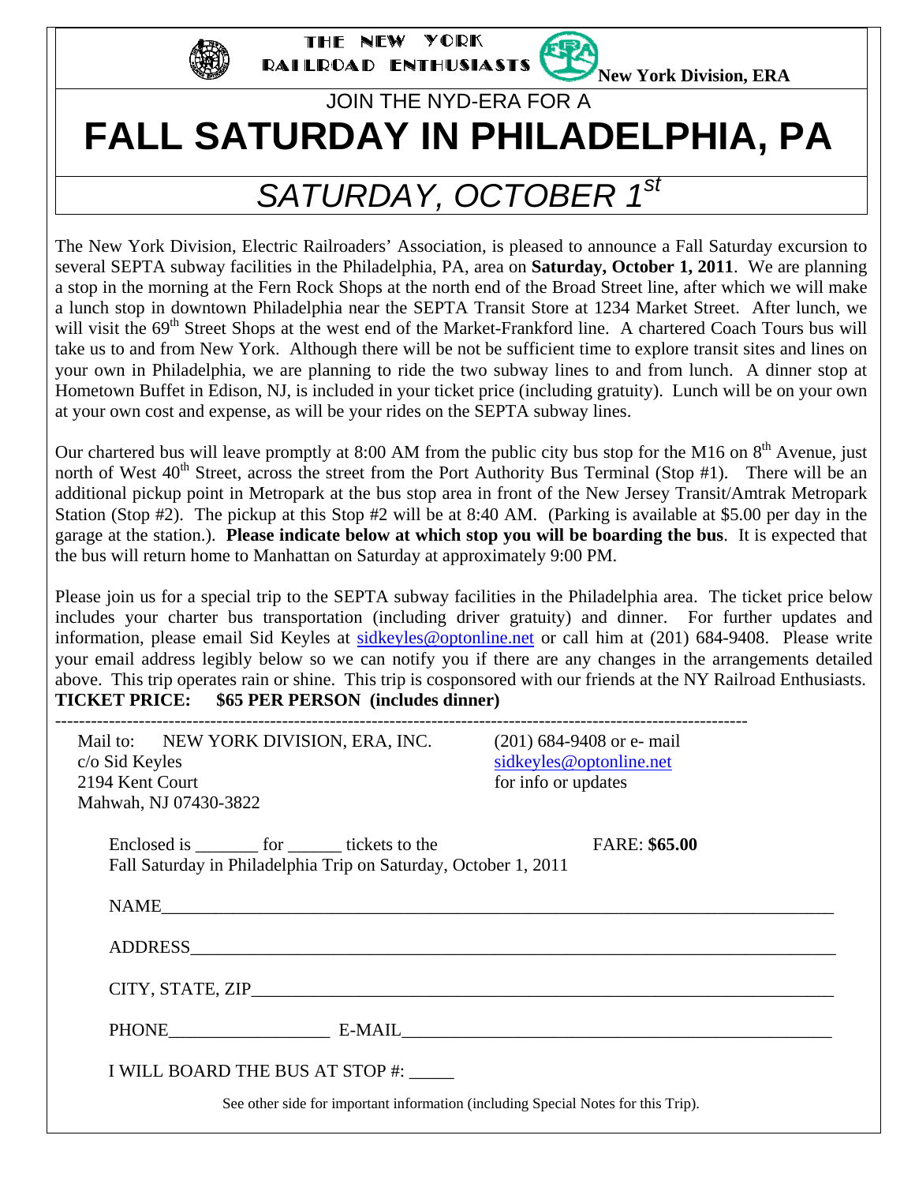THE NEW YORK RAILROAD ENTHUSIASTS **New York Division, ERA**

JOIN THE NYD-ERA FOR A

# FALL SATURDAY IN PHILADELPHIA, PA

## *SATURDAY, OCTOBER 1st*

The New York Division, Electric Railroaders' Association, is pleased to announce a Fall Saturday excursion to several SEPTA subway facilities in the Philadelphia, PA, area on **Saturday, October 1, 2011**. We are planning a stop in the morning at the Fern Rock Shops at the north end of the Broad Street line, after which we will make a lunch stop in downtown Philadelphia near the SEPTA Transit Store at 1234 Market Street. After lunch, we will visit the 69th Street Shops at the west end of the Market-Frankford line. A chartered Coach Tours bus will take us to and from New York. Although there will be not be sufficient time to explore transit sites and lines on your own in Philadelphia, we are planning to ride the two subway lines to and from lunch. A dinner stop at Hometown Buffet in Edison, NJ, is included in your ticket price (including gratuity). Lunch will be on your own at your own cost and expense, as will be your rides on the SEPTA subway lines.

Our chartered bus will leave promptly at 8:00 AM from the public city bus stop for the M16 on 8th Avenue, just north of West 40th Street, across the street from the Port Authority Bus Terminal (Stop #1). There will be an additional pickup point in Metropark at the bus stop area in front of the New Jersey Transit/Amtrak Metropark Station (Stop #2). The pickup at this Stop #2 will be at 8:40 AM. (Parking is available at $5.00 per day in the garage at the station.). **Please indicate below at which stop you will be boarding the bus**. It is expected that the bus will return home to Manhattan on Saturday at approximately 9:00 PM.

Please join us for a special trip to the SEPTA subway facilities in the Philadelphia area. The ticket price below includes your charter bus transportation (including driver gratuity) and dinner. For further updates and information, please email Sid Keyles at sidkeyles@optonline.net or call him at (201) 684-9408. Please write your email address legibly below so we can notify you if there are any changes in the arrangements detailed above. This trip operates rain or shine. This trip is cosponsored with our friends at the NY Railroad Enthusiasts.

**TICKET PRICE: $65 PER PERSON (includes dinner)**

---

Mail to: NEW YORK DIVISION, ERA, INC.
c/o Sid Keyles
2194 Kent Court
Mahwah, NJ 07430-3822

(201) 684-9408 or e- mail
sidkeyles@optonline.net
for info or updates

Enclosed is _______ for ______ tickets to the Fall Saturday in Philadelphia Trip on Saturday, October 1, 2011

FARE: **$65.00**

NAME_______________________________________________

ADDRESS_______________________________________________

CITY, STATE, ZIP_______________________________________________

PHONE__________________ E-MAIL______________________________

I WILL BOARD THE BUS AT STOP #: _____

See other side for important information (including Special Notes for this Trip).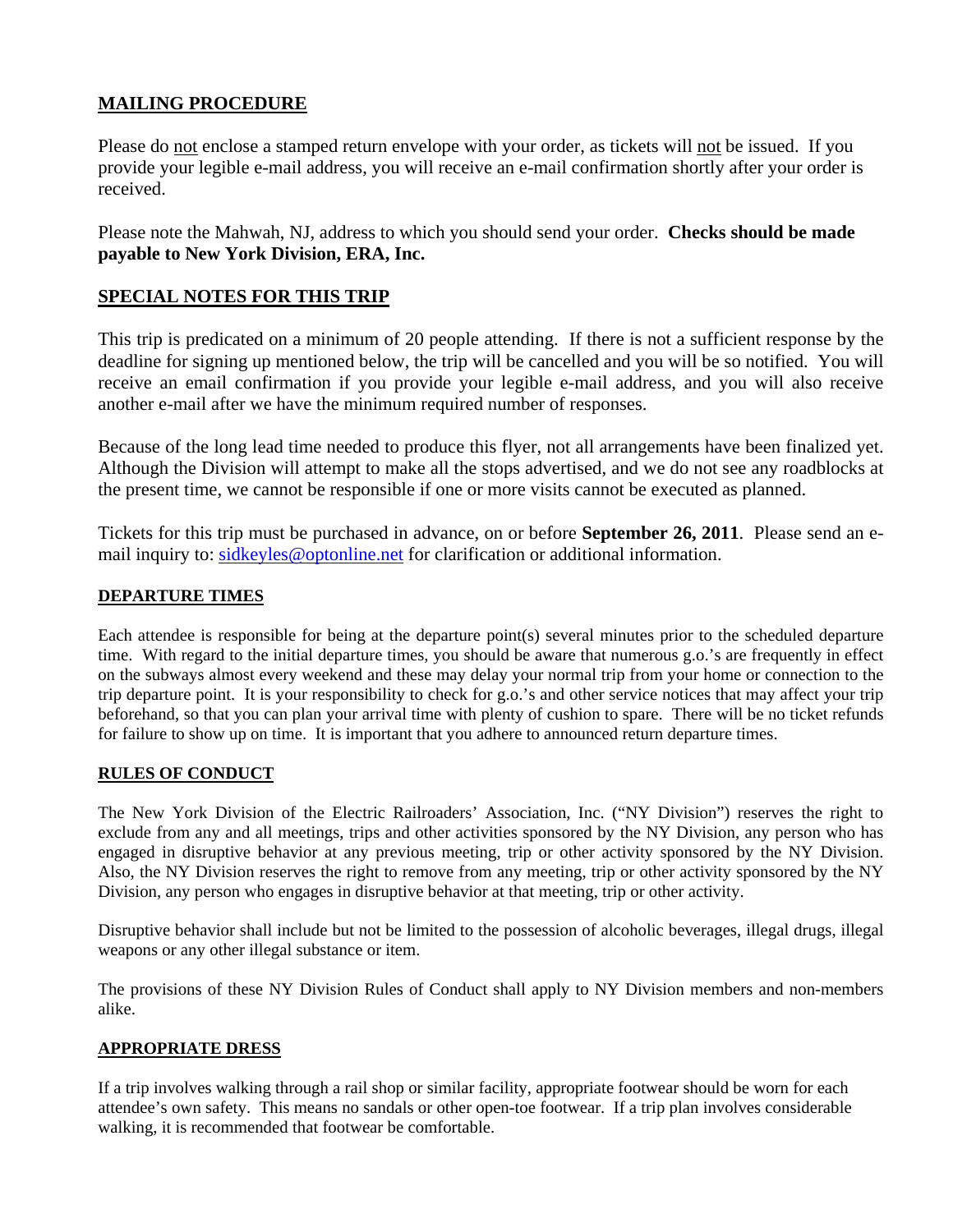## MAILING PROCEDURE

Please do not enclose a stamped return envelope with your order, as tickets will not be issued. If you provide your legible e-mail address, you will receive an e-mail confirmation shortly after your order is received.

Please note the Mahwah, NJ, address to which you should send your order. **Checks should be made payable to New York Division, ERA, Inc.**

## SPECIAL NOTES FOR THIS TRIP

This trip is predicated on a minimum of 20 people attending. If there is not a sufficient response by the deadline for signing up mentioned below, the trip will be cancelled and you will be so notified. You will receive an email confirmation if you provide your legible e-mail address, and you will also receive another e-mail after we have the minimum required number of responses.

Because of the long lead time needed to produce this flyer, not all arrangements have been finalized yet. Although the Division will attempt to make all the stops advertised, and we do not see any roadblocks at the present time, we cannot be responsible if one or more visits cannot be executed as planned.

Tickets for this trip must be purchased in advance, on or before **September 26, 2011**. Please send an e-mail inquiry to: sidkeyles@optonline.net for clarification or additional information.

### DEPARTURE TIMES

Each attendee is responsible for being at the departure point(s) several minutes prior to the scheduled departure time. With regard to the initial departure times, you should be aware that numerous g.o.'s are frequently in effect on the subways almost every weekend and these may delay your normal trip from your home or connection to the trip departure point. It is your responsibility to check for g.o.'s and other service notices that may affect your trip beforehand, so that you can plan your arrival time with plenty of cushion to spare. There will be no ticket refunds for failure to show up on time. It is important that you adhere to announced return departure times.

### RULES OF CONDUCT

The New York Division of the Electric Railroaders' Association, Inc. ("NY Division") reserves the right to exclude from any and all meetings, trips and other activities sponsored by the NY Division, any person who has engaged in disruptive behavior at any previous meeting, trip or other activity sponsored by the NY Division. Also, the NY Division reserves the right to remove from any meeting, trip or other activity sponsored by the NY Division, any person who engages in disruptive behavior at that meeting, trip or other activity.

Disruptive behavior shall include but not be limited to the possession of alcoholic beverages, illegal drugs, illegal weapons or any other illegal substance or item.

The provisions of these NY Division Rules of Conduct shall apply to NY Division members and non-members alike.

### APPROPRIATE DRESS

If a trip involves walking through a rail shop or similar facility, appropriate footwear should be worn for each attendee's own safety. This means no sandals or other open-toe footwear. If a trip plan involves considerable walking, it is recommended that footwear be comfortable.